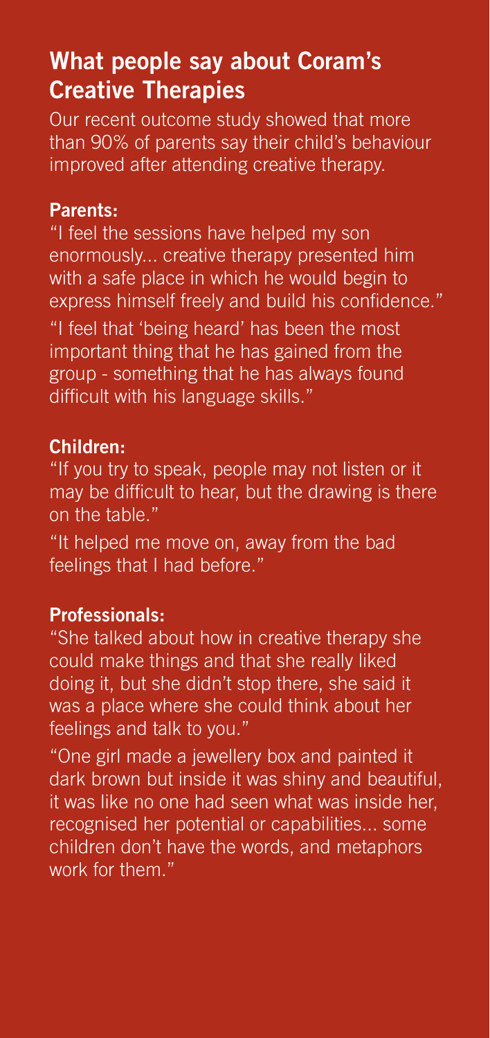## What people say about Coram's Creative Therapies

Our recent outcome study showed that more than 90% of parents say their child's behaviour improved after attending creative therapy.

**Parents:**

"I feel the sessions have helped my son enormously... creative therapy presented him with a safe place in which he would begin to express himself freely and build his confidence."

"I feel that 'being heard' has been the most important thing that he has gained from the group - something that he has always found difficult with his language skills."

**Children:**

"If you try to speak, people may not listen or it may be difficult to hear, but the drawing is there on the table."

"It helped me move on, away from the bad feelings that I had before."

**Professionals:**

"She talked about how in creative therapy she could make things and that she really liked doing it, but she didn't stop there, she said it was a place where she could think about her feelings and talk to you."

"One girl made a jewellery box and painted it dark brown but inside it was shiny and beautiful, it was like no one had seen what was inside her, recognised her potential or capabilities... some children don't have the words, and metaphors work for them."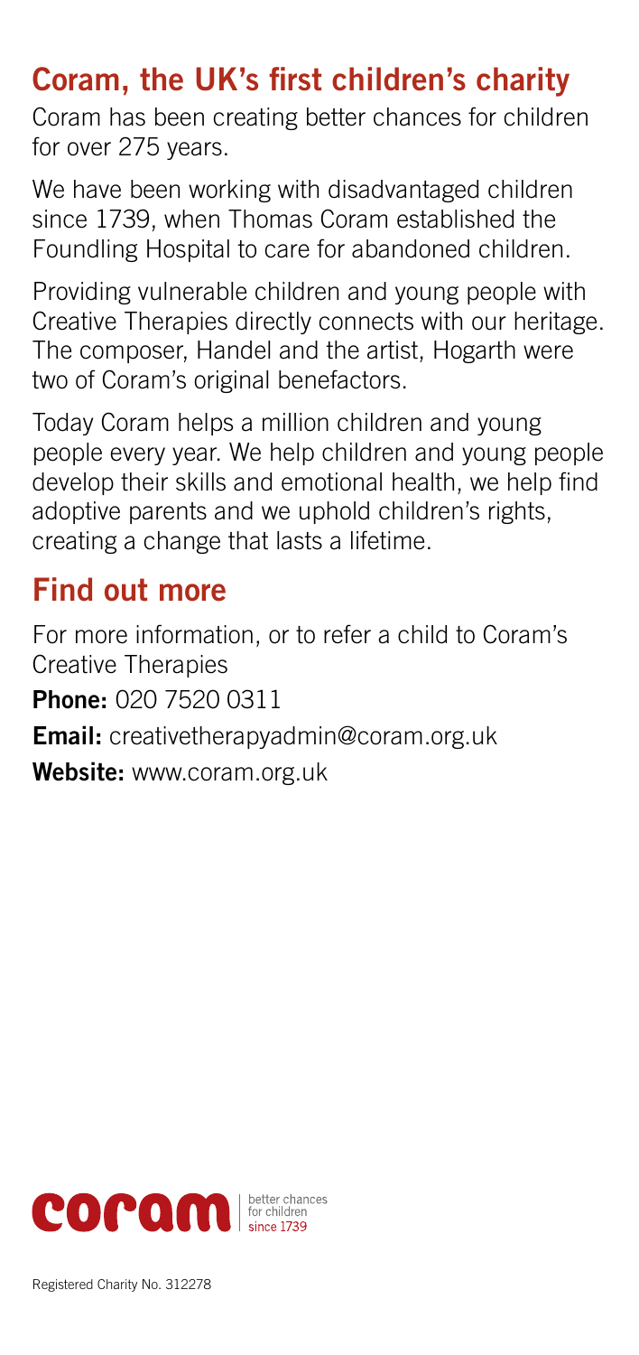## Coram, the UK's first children's charity

Coram has been creating better chances for children for over 275 years.

We have been working with disadvantaged children since 1739, when Thomas Coram established the Foundling Hospital to care for abandoned children.

Providing vulnerable children and young people with Creative Therapies directly connects with our heritage. The composer, Handel and the artist, Hogarth were two of Coram's original benefactors.

Today Coram helps a million children and young people every year. We help children and young people develop their skills and emotional health, we help find adoptive parents and we uphold children's rights, creating a change that lasts a lifetime.

## Find out more

For more information, or to refer a child to Coram's Creative Therapies

**Phone:** 020 7520 0311

**Email:** creativetherapyadmin@coram.org.uk

**Website:** www.coram.org.uk

coram | better chances for children since 1739

Registered Charity No. 312278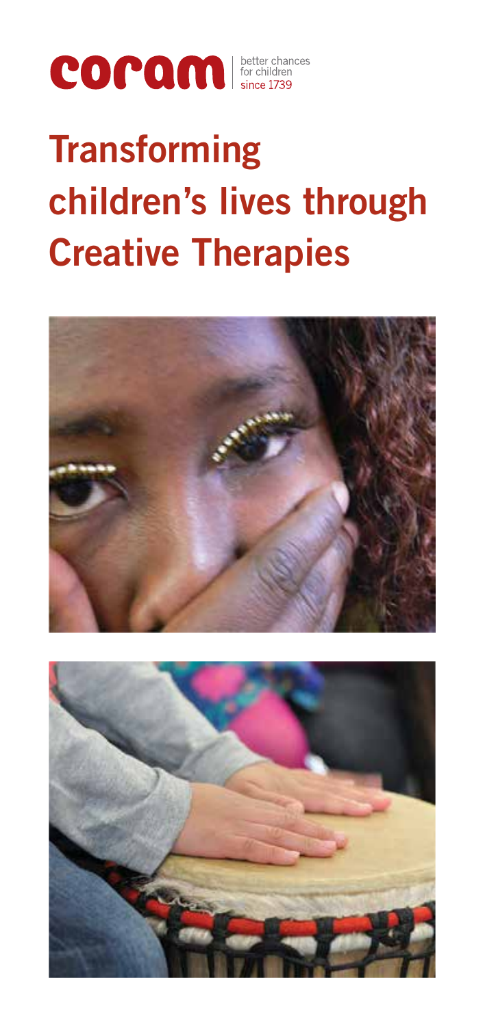**coram** better chances for children since 1739

# Transforming children's lives through Creative Therapies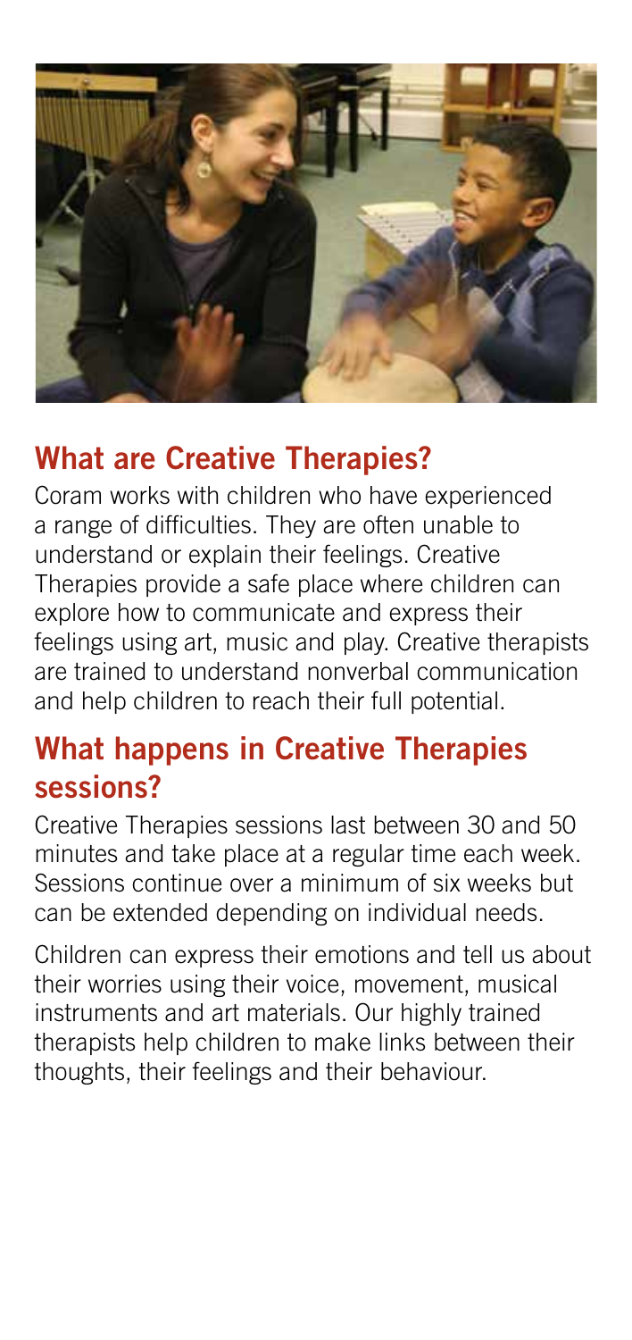## What are Creative Therapies?

Coram works with children who have experienced a range of difficulties. They are often unable to understand or explain their feelings. Creative Therapies provide a safe place where children can explore how to communicate and express their feelings using art, music and play. Creative therapists are trained to understand nonverbal communication and help children to reach their full potential.

## What happens in Creative Therapies sessions?

Creative Therapies sessions last between 30 and 50 minutes and take place at a regular time each week. Sessions continue over a minimum of six weeks but can be extended depending on individual needs.

Children can express their emotions and tell us about their worries using their voice, movement, musical instruments and art materials. Our highly trained therapists help children to make links between their thoughts, their feelings and their behaviour.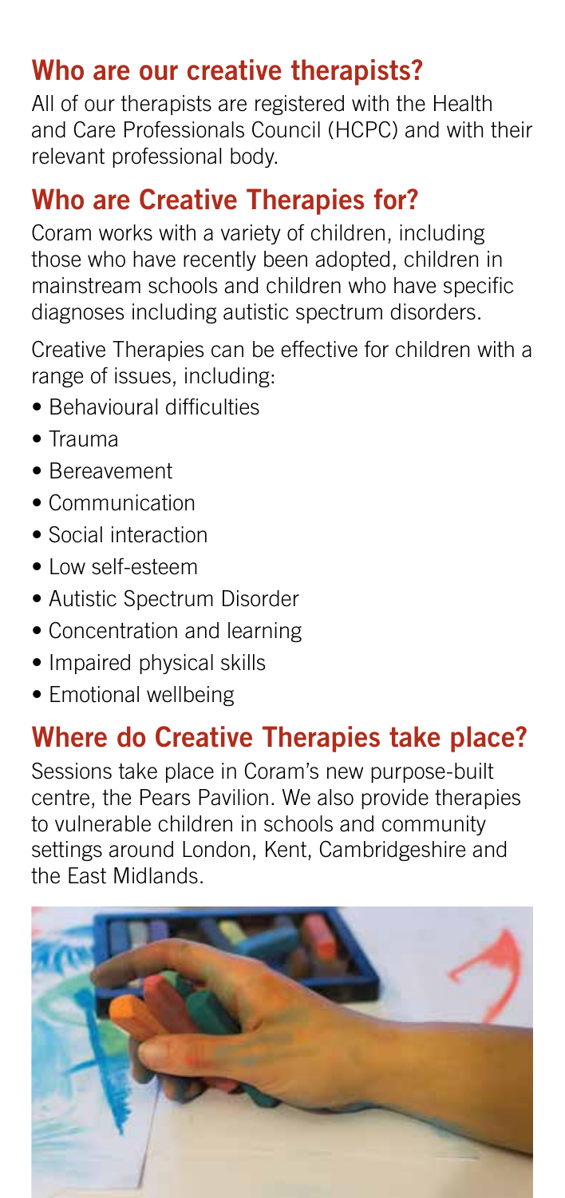## Who are our creative therapists?

All of our therapists are registered with the Health and Care Professionals Council (HCPC) and with their relevant professional body.

## Who are Creative Therapies for?

Coram works with a variety of children, including those who have recently been adopted, children in mainstream schools and children who have specific diagnoses including autistic spectrum disorders.

Creative Therapies can be effective for children with a range of issues, including:

- Behavioural difficulties
- Trauma
- Bereavement
- Communication
- Social interaction
- Low self-esteem
- Autistic Spectrum Disorder
- Concentration and learning
- Impaired physical skills
- Emotional wellbeing

## Where do Creative Therapies take place?

Sessions take place in Coram's new purpose-built centre, the Pears Pavilion. We also provide therapies to vulnerable children in schools and community settings around London, Kent, Cambridgeshire and the East Midlands.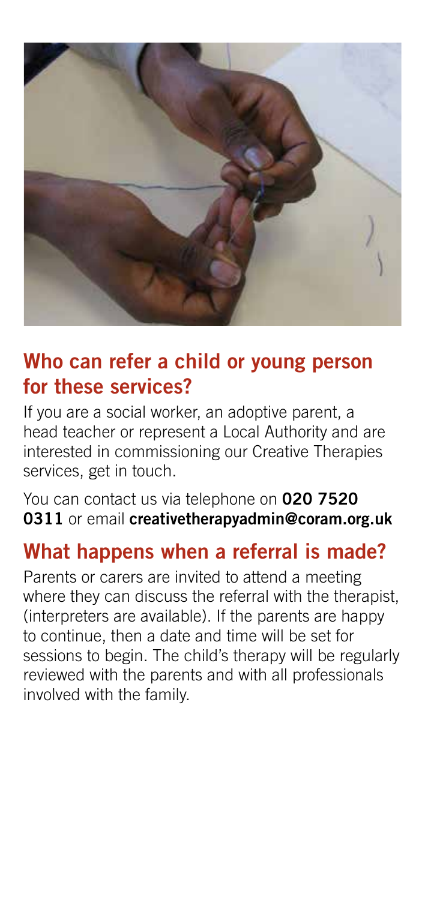## Who can refer a child or young person for these services?

If you are a social worker, an adoptive parent, a head teacher or represent a Local Authority and are interested in commissioning our Creative Therapies services, get in touch.

You can contact us via telephone on **020 7520 0311** or email **creativetherapyadmin@coram.org.uk**

## What happens when a referral is made?

Parents or carers are invited to attend a meeting where they can discuss the referral with the therapist, (interpreters are available). If the parents are happy to continue, then a date and time will be set for sessions to begin. The child's therapy will be regularly reviewed with the parents and with all professionals involved with the family.